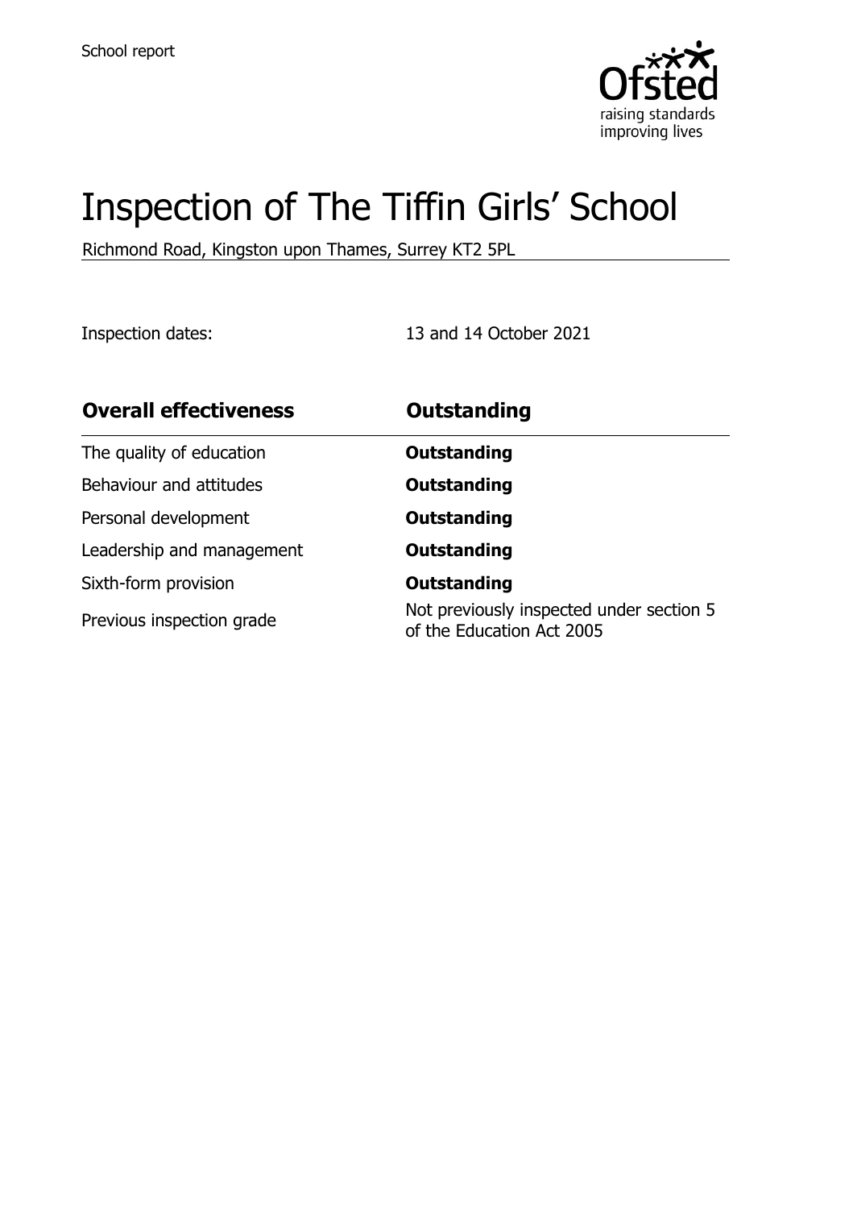School report

# Inspection of The Tiffin Girls' School

Richmond Road, Kingston upon Thames, Surrey KT2 5PL

Inspection dates: 13 and 14 October 2021

| Overall effectiveness | Outstanding |
| --- | --- |
| The quality of education | **Outstanding** |
| Behaviour and attitudes | **Outstanding** |
| Personal development | **Outstanding** |
| Leadership and management | **Outstanding** |
| Sixth-form provision | **Outstanding** |
| Previous inspection grade | Not previously inspected under section 5 of the Education Act 2005 |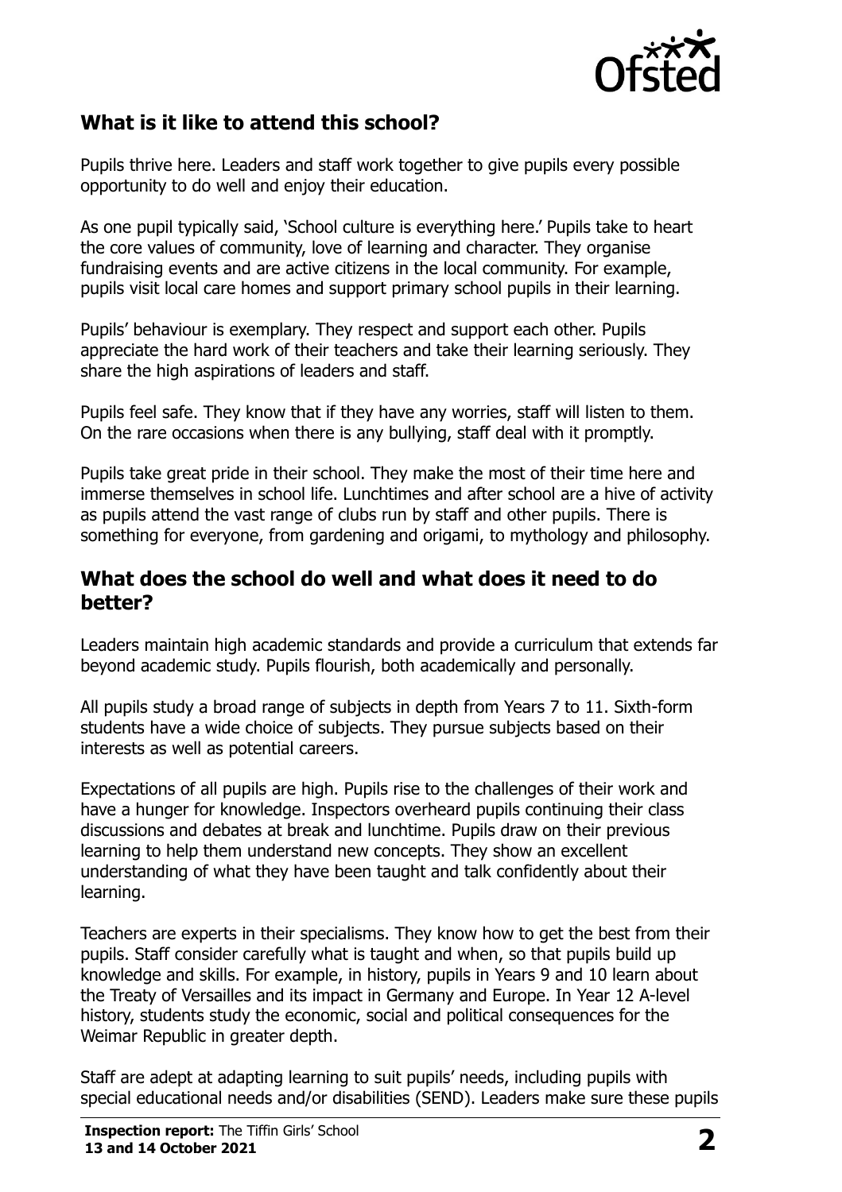## What is it like to attend this school?

Pupils thrive here. Leaders and staff work together to give pupils every possible opportunity to do well and enjoy their education.

As one pupil typically said, 'School culture is everything here.' Pupils take to heart the core values of community, love of learning and character. They organise fundraising events and are active citizens in the local community. For example, pupils visit local care homes and support primary school pupils in their learning.

Pupils' behaviour is exemplary. They respect and support each other. Pupils appreciate the hard work of their teachers and take their learning seriously. They share the high aspirations of leaders and staff.

Pupils feel safe. They know that if they have any worries, staff will listen to them. On the rare occasions when there is any bullying, staff deal with it promptly.

Pupils take great pride in their school. They make the most of their time here and immerse themselves in school life. Lunchtimes and after school are a hive of activity as pupils attend the vast range of clubs run by staff and other pupils. There is something for everyone, from gardening and origami, to mythology and philosophy.

## What does the school do well and what does it need to do better?

Leaders maintain high academic standards and provide a curriculum that extends far beyond academic study. Pupils flourish, both academically and personally.

All pupils study a broad range of subjects in depth from Years 7 to 11. Sixth-form students have a wide choice of subjects. They pursue subjects based on their interests as well as potential careers.

Expectations of all pupils are high. Pupils rise to the challenges of their work and have a hunger for knowledge. Inspectors overheard pupils continuing their class discussions and debates at break and lunchtime. Pupils draw on their previous learning to help them understand new concepts. They show an excellent understanding of what they have been taught and talk confidently about their learning.

Teachers are experts in their specialisms. They know how to get the best from their pupils. Staff consider carefully what is taught and when, so that pupils build up knowledge and skills. For example, in history, pupils in Years 9 and 10 learn about the Treaty of Versailles and its impact in Germany and Europe. In Year 12 A-level history, students study the economic, social and political consequences for the Weimar Republic in greater depth.

Staff are adept at adapting learning to suit pupils' needs, including pupils with special educational needs and/or disabilities (SEND). Leaders make sure these pupils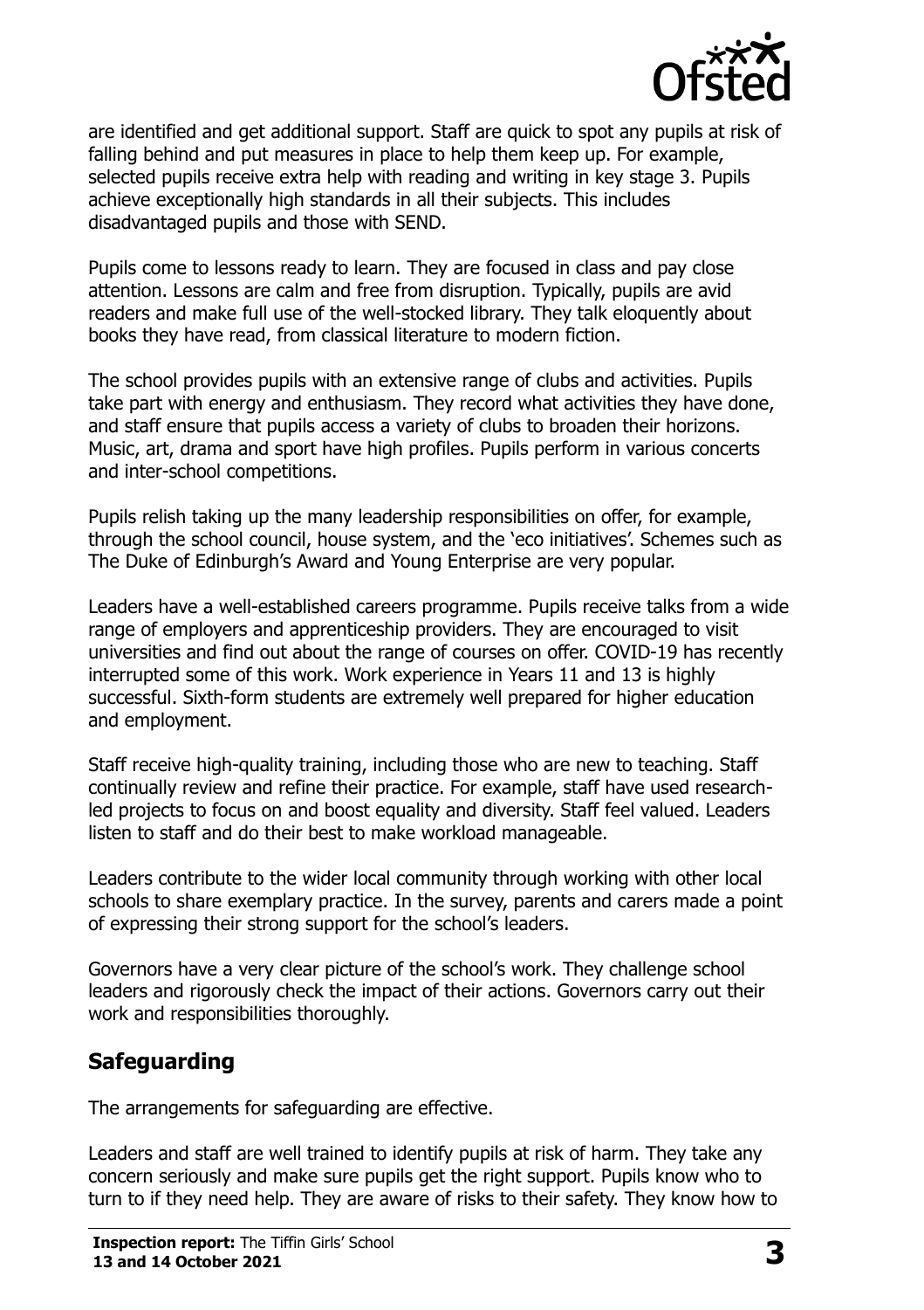are identified and get additional support. Staff are quick to spot any pupils at risk of falling behind and put measures in place to help them keep up. For example, selected pupils receive extra help with reading and writing in key stage 3. Pupils achieve exceptionally high standards in all their subjects. This includes disadvantaged pupils and those with SEND.

Pupils come to lessons ready to learn. They are focused in class and pay close attention. Lessons are calm and free from disruption. Typically, pupils are avid readers and make full use of the well-stocked library. They talk eloquently about books they have read, from classical literature to modern fiction.

The school provides pupils with an extensive range of clubs and activities. Pupils take part with energy and enthusiasm. They record what activities they have done, and staff ensure that pupils access a variety of clubs to broaden their horizons. Music, art, drama and sport have high profiles. Pupils perform in various concerts and inter-school competitions.

Pupils relish taking up the many leadership responsibilities on offer, for example, through the school council, house system, and the 'eco initiatives'. Schemes such as The Duke of Edinburgh's Award and Young Enterprise are very popular.

Leaders have a well-established careers programme. Pupils receive talks from a wide range of employers and apprenticeship providers. They are encouraged to visit universities and find out about the range of courses on offer. COVID-19 has recently interrupted some of this work. Work experience in Years 11 and 13 is highly successful. Sixth-form students are extremely well prepared for higher education and employment.

Staff receive high-quality training, including those who are new to teaching. Staff continually review and refine their practice. For example, staff have used research-led projects to focus on and boost equality and diversity. Staff feel valued. Leaders listen to staff and do their best to make workload manageable.

Leaders contribute to the wider local community through working with other local schools to share exemplary practice. In the survey, parents and carers made a point of expressing their strong support for the school's leaders.

Governors have a very clear picture of the school's work. They challenge school leaders and rigorously check the impact of their actions. Governors carry out their work and responsibilities thoroughly.

## Safeguarding

The arrangements for safeguarding are effective.

Leaders and staff are well trained to identify pupils at risk of harm. They take any concern seriously and make sure pupils get the right support. Pupils know who to turn to if they need help. They are aware of risks to their safety. They know how to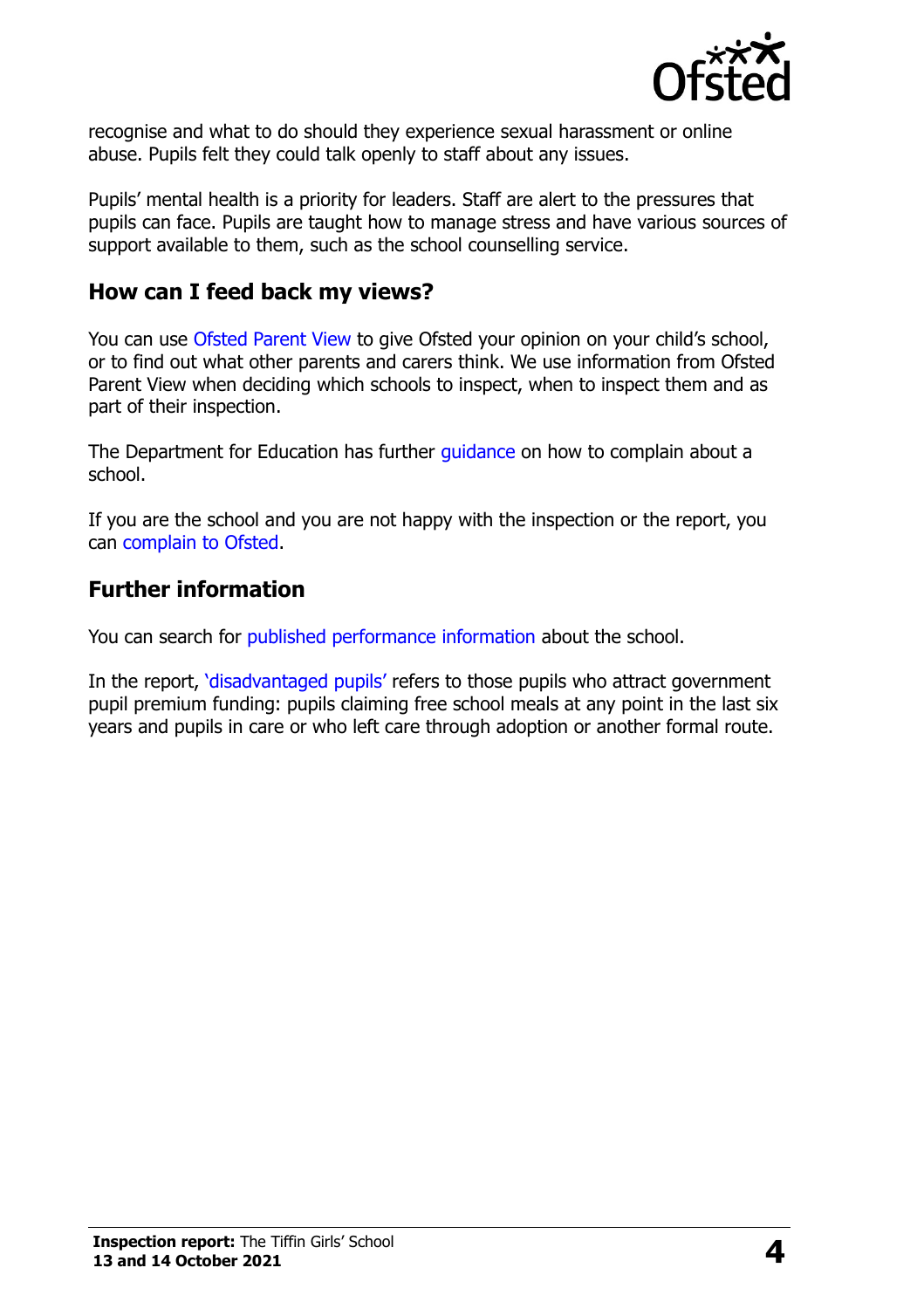recognise and what to do should they experience sexual harassment or online abuse. Pupils felt they could talk openly to staff about any issues.

Pupils' mental health is a priority for leaders. Staff are alert to the pressures that pupils can face. Pupils are taught how to manage stress and have various sources of support available to them, such as the school counselling service.

## How can I feed back my views?

You can use Ofsted Parent View to give Ofsted your opinion on your child's school, or to find out what other parents and carers think. We use information from Ofsted Parent View when deciding which schools to inspect, when to inspect them and as part of their inspection.

The Department for Education has further guidance on how to complain about a school.

If you are the school and you are not happy with the inspection or the report, you can complain to Ofsted.

## Further information

You can search for published performance information about the school.

In the report, 'disadvantaged pupils' refers to those pupils who attract government pupil premium funding: pupils claiming free school meals at any point in the last six years and pupils in care or who left care through adoption or another formal route.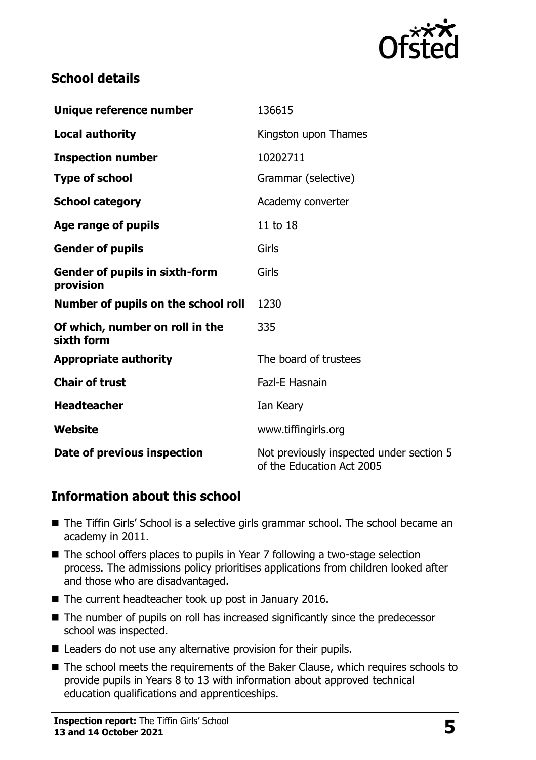## School details

| | |
|---|---|
| **Unique reference number** | 136615 |
| **Local authority** | Kingston upon Thames |
| **Inspection number** | 10202711 |
| **Type of school** | Grammar (selective) |
| **School category** | Academy converter |
| **Age range of pupils** | 11 to 18 |
| **Gender of pupils** | Girls |
| **Gender of pupils in sixth-form provision** | Girls |
| **Number of pupils on the school roll** | 1230 |
| **Of which, number on roll in the sixth form** | 335 |
| **Appropriate authority** | The board of trustees |
| **Chair of trust** | Fazl-E Hasnain |
| **Headteacher** | Ian Keary |
| **Website** | www.tiffingirls.org |
| **Date of previous inspection** | Not previously inspected under section 5 of the Education Act 2005 |

## Information about this school

- The Tiffin Girls' School is a selective girls grammar school. The school became an academy in 2011.
- The school offers places to pupils in Year 7 following a two-stage selection process. The admissions policy prioritises applications from children looked after and those who are disadvantaged.
- The current headteacher took up post in January 2016.
- The number of pupils on roll has increased significantly since the predecessor school was inspected.
- Leaders do not use any alternative provision for their pupils.
- The school meets the requirements of the Baker Clause, which requires schools to provide pupils in Years 8 to 13 with information about approved technical education qualifications and apprenticeships.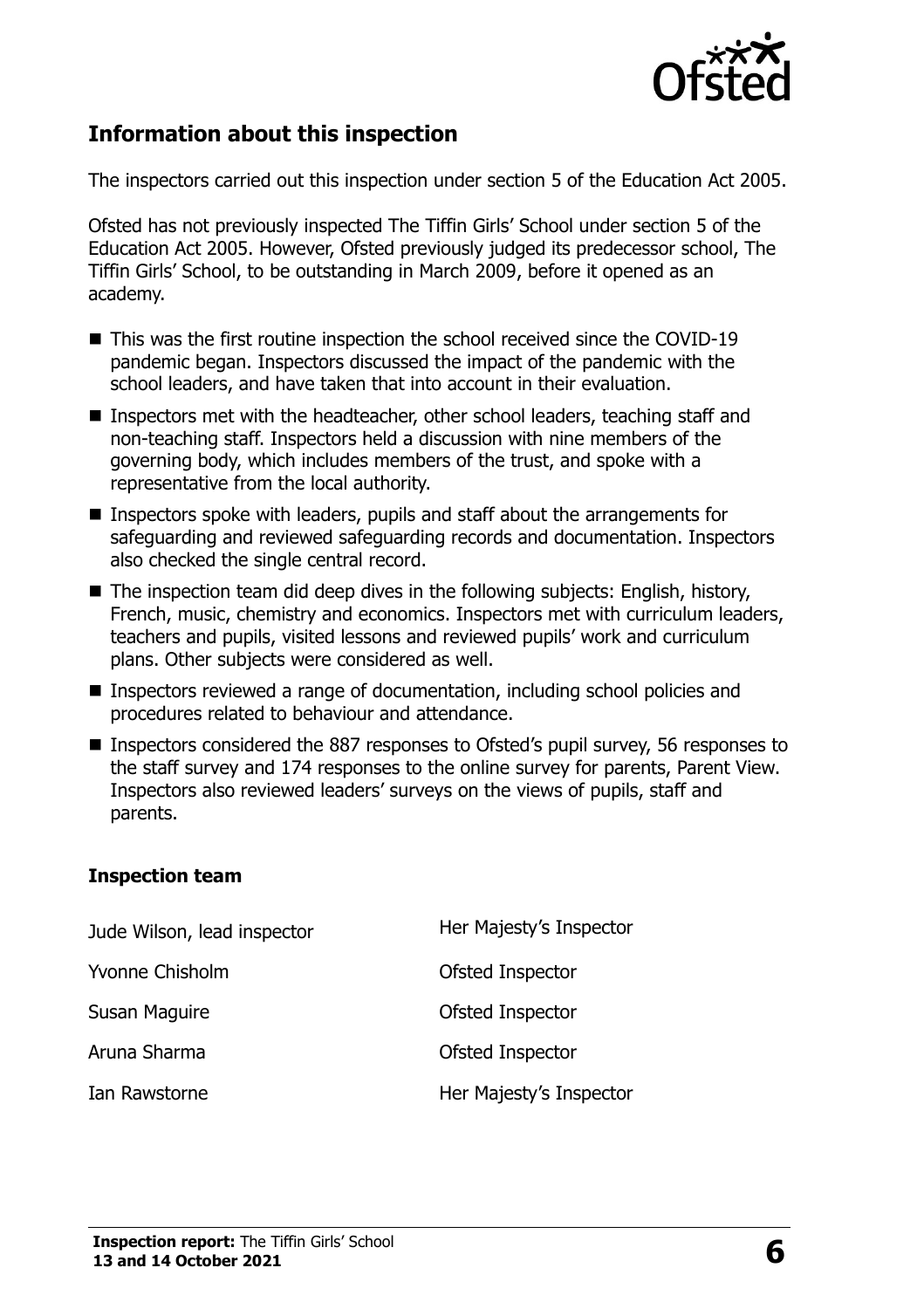## Information about this inspection

The inspectors carried out this inspection under section 5 of the Education Act 2005.

Ofsted has not previously inspected The Tiffin Girls' School under section 5 of the Education Act 2005. However, Ofsted previously judged its predecessor school, The Tiffin Girls' School, to be outstanding in March 2009, before it opened as an academy.

- This was the first routine inspection the school received since the COVID-19 pandemic began. Inspectors discussed the impact of the pandemic with the school leaders, and have taken that into account in their evaluation.
- Inspectors met with the headteacher, other school leaders, teaching staff and non-teaching staff. Inspectors held a discussion with nine members of the governing body, which includes members of the trust, and spoke with a representative from the local authority.
- Inspectors spoke with leaders, pupils and staff about the arrangements for safeguarding and reviewed safeguarding records and documentation. Inspectors also checked the single central record.
- The inspection team did deep dives in the following subjects: English, history, French, music, chemistry and economics. Inspectors met with curriculum leaders, teachers and pupils, visited lessons and reviewed pupils' work and curriculum plans. Other subjects were considered as well.
- Inspectors reviewed a range of documentation, including school policies and procedures related to behaviour and attendance.
- Inspectors considered the 887 responses to Ofsted's pupil survey, 56 responses to the staff survey and 174 responses to the online survey for parents, Parent View. Inspectors also reviewed leaders' surveys on the views of pupils, staff and parents.

### Inspection team

| | |
|---|---|
| Jude Wilson, lead inspector | Her Majesty's Inspector |
| Yvonne Chisholm | Ofsted Inspector |
| Susan Maguire | Ofsted Inspector |
| Aruna Sharma | Ofsted Inspector |
| Ian Rawstorne | Her Majesty's Inspector |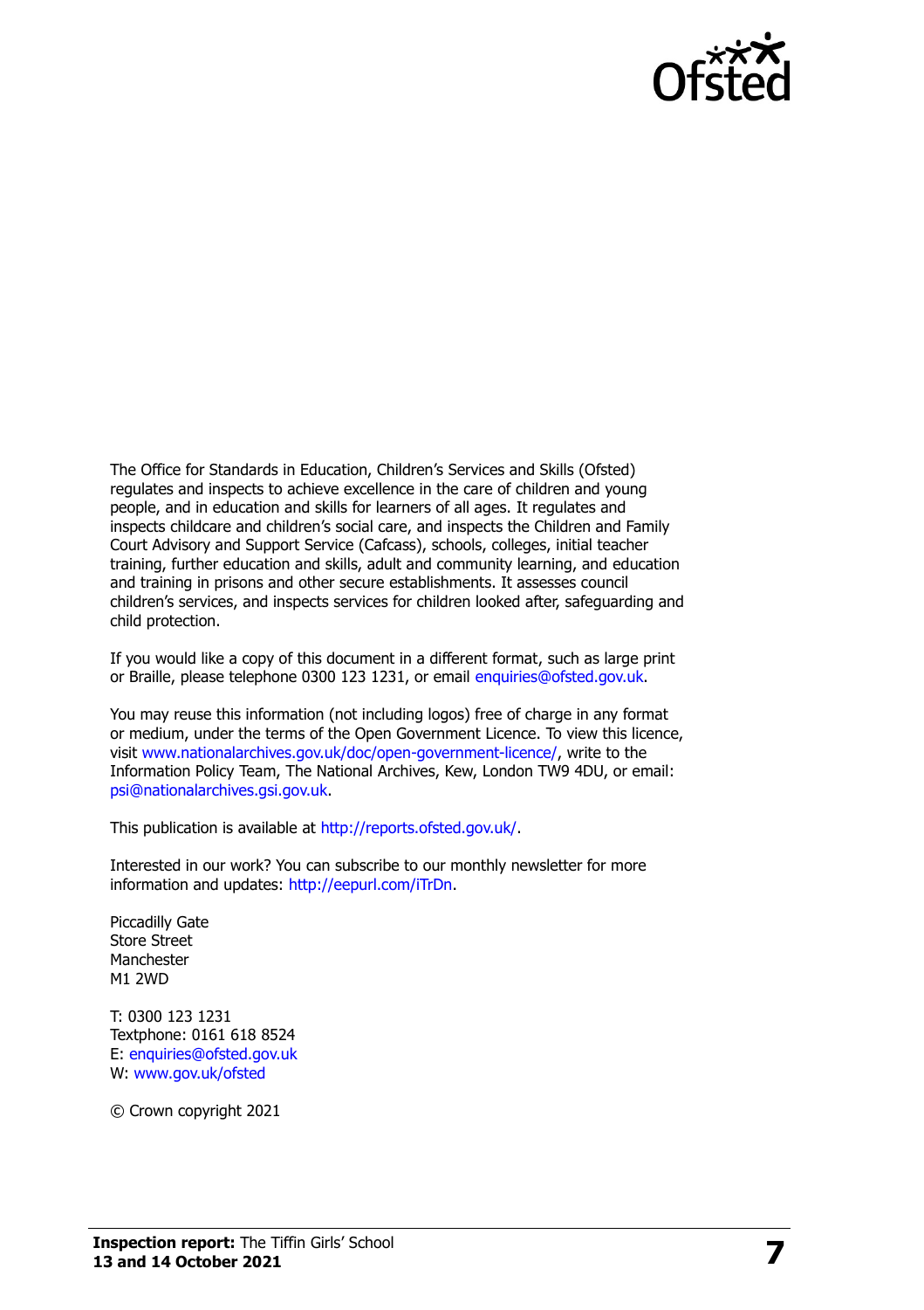The Office for Standards in Education, Children's Services and Skills (Ofsted) regulates and inspects to achieve excellence in the care of children and young people, and in education and skills for learners of all ages. It regulates and inspects childcare and children's social care, and inspects the Children and Family Court Advisory and Support Service (Cafcass), schools, colleges, initial teacher training, further education and skills, adult and community learning, and education and training in prisons and other secure establishments. It assesses council children's services, and inspects services for children looked after, safeguarding and child protection.

If you would like a copy of this document in a different format, such as large print or Braille, please telephone 0300 123 1231, or email enquiries@ofsted.gov.uk.

You may reuse this information (not including logos) free of charge in any format or medium, under the terms of the Open Government Licence. To view this licence, visit www.nationalarchives.gov.uk/doc/open-government-licence/, write to the Information Policy Team, The National Archives, Kew, London TW9 4DU, or email: psi@nationalarchives.gsi.gov.uk.

This publication is available at http://reports.ofsted.gov.uk/.

Interested in our work? You can subscribe to our monthly newsletter for more information and updates: http://eepurl.com/iTrDn.

Piccadilly Gate
Store Street
Manchester
M1 2WD

T: 0300 123 1231
Textphone: 0161 618 8524
E: enquiries@ofsted.gov.uk
W: www.gov.uk/ofsted

© Crown copyright 2021